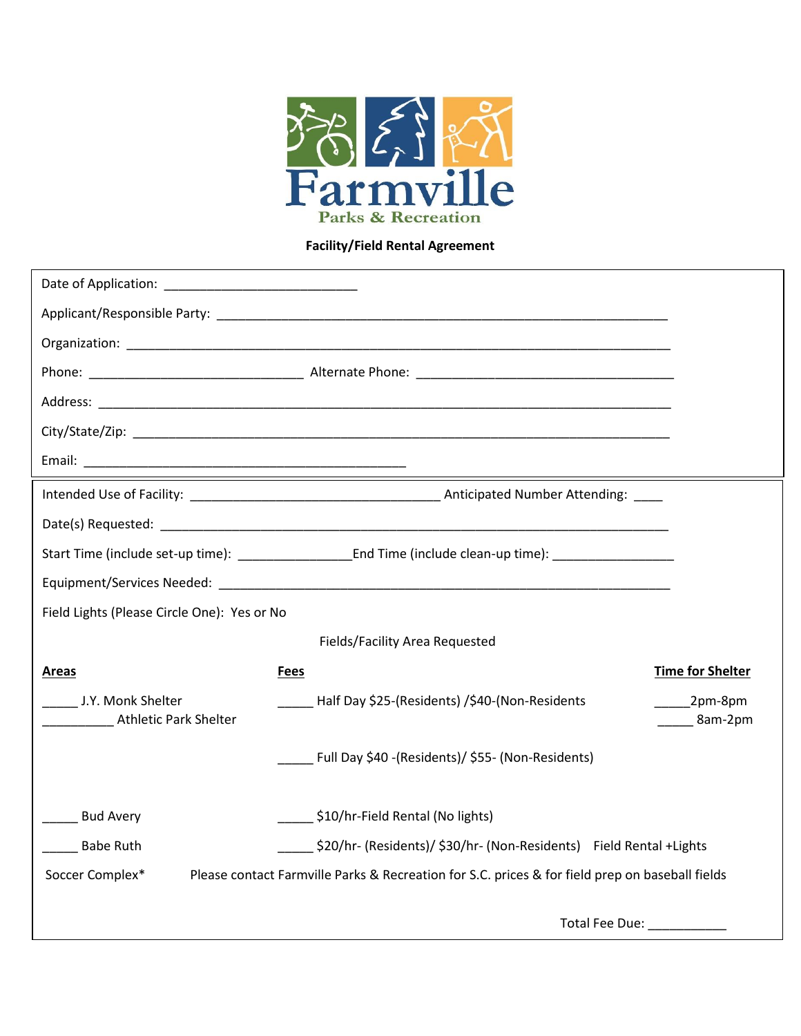# Farmville

## Parks & Recreation

### Facility/Field Rental Agreement

Date of Application: ___________________________

Applicant/Responsible Party: _______________________________________________________________

Organization: __________________________________________________________________________

Phone: ______________________________ Alternate Phone: ____________________________________

Address: _______________________________________________________________________________

City/State/Zip: __________________________________________________________________________

Email: _____________________________________________

Intended Use of Facility: ___________________________________ Anticipated Number Attending: ____

Date(s) Requested: ________________________________________________________________________

Start Time (include set-up time): ________________End Time (include clean-up time): _________________

Equipment/Services Needed: ______________________________________________________________

Field Lights (Please Circle One): Yes or No

Fields/Facility Area Requested

| Areas | Fees | Time for Shelter |
|---|---|---|
| _____ J.Y. Monk Shelter<br>__________ Athletic Park Shelter | _____ Half Day $25-(Residents) /$40-(Non-Residents | _____2pm-8pm<br>_____ 8am-2pm |
| | _____ Full Day $40 -(Residents)/ $55- (Non-Residents) | |
| _____ Bud Avery | _____ $10/hr-Field Rental (No lights) | |
| _____ Babe Ruth | _____ $20/hr- (Residents)/ $30/hr- (Non-Residents) Field Rental +Lights | |

Soccer Complex* Please contact Farmville Parks & Recreation for S.C. prices & for field prep on baseball fields

Total Fee Due: ___________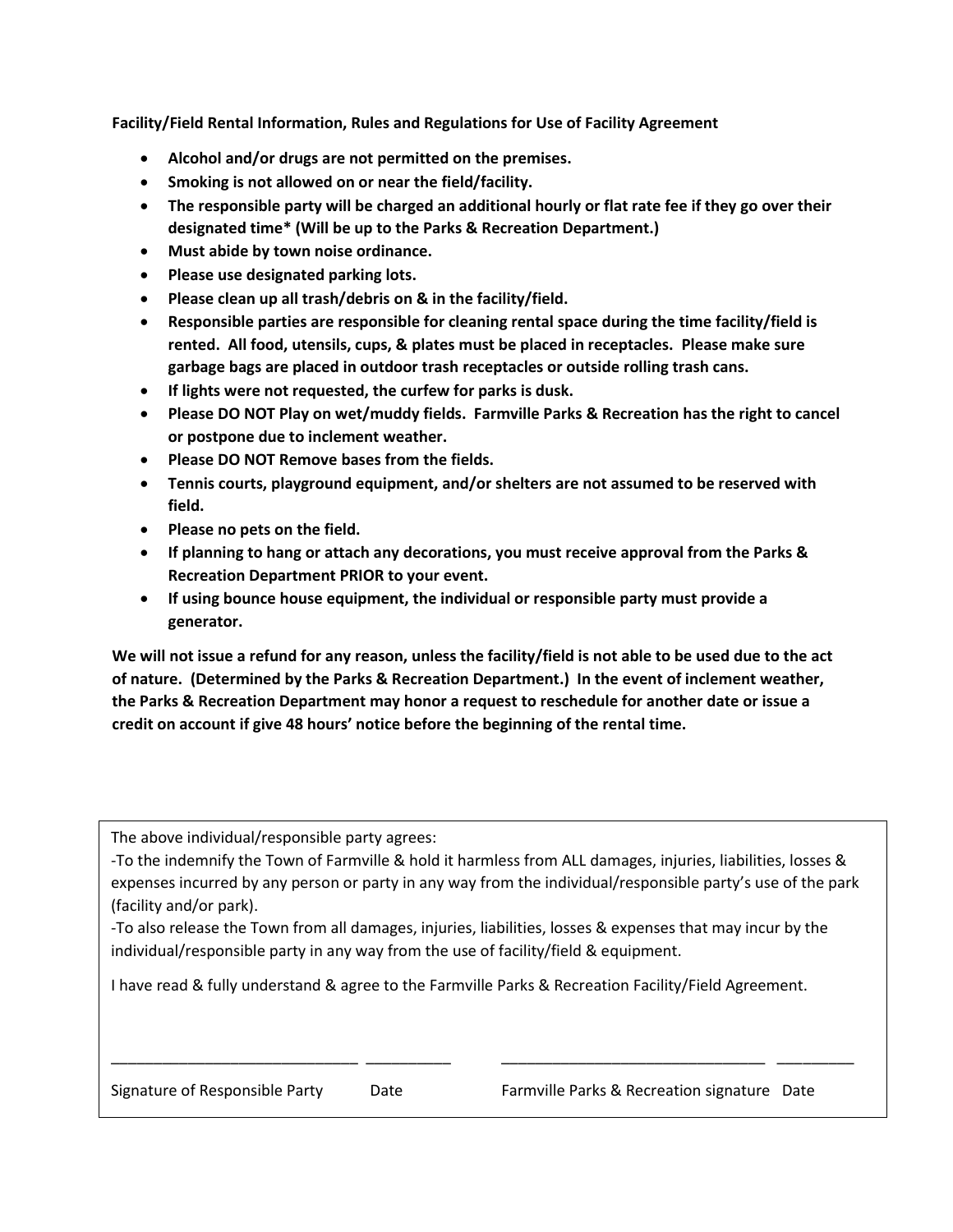**Facility/Field Rental Information, Rules and Regulations for Use of Facility Agreement**

- **Alcohol and/or drugs are not permitted on the premises.**
- **Smoking is not allowed on or near the field/facility.**
- **The responsible party will be charged an additional hourly or flat rate fee if they go over their designated time* (Will be up to the Parks & Recreation Department.)**
- **Must abide by town noise ordinance.**
- **Please use designated parking lots.**
- **Please clean up all trash/debris on & in the facility/field.**
- **Responsible parties are responsible for cleaning rental space during the time facility/field is rented. All food, utensils, cups, & plates must be placed in receptacles. Please make sure garbage bags are placed in outdoor trash receptacles or outside rolling trash cans.**
- **If lights were not requested, the curfew for parks is dusk.**
- **Please DO NOT Play on wet/muddy fields. Farmville Parks & Recreation has the right to cancel or postpone due to inclement weather.**
- **Please DO NOT Remove bases from the fields.**
- **Tennis courts, playground equipment, and/or shelters are not assumed to be reserved with field.**
- **Please no pets on the field.**
- **If planning to hang or attach any decorations, you must receive approval from the Parks & Recreation Department PRIOR to your event.**
- **If using bounce house equipment, the individual or responsible party must provide a generator.**

**We will not issue a refund for any reason, unless the facility/field is not able to be used due to the act of nature. (Determined by the Parks & Recreation Department.) In the event of inclement weather, the Parks & Recreation Department may honor a request to reschedule for another date or issue a credit on account if give 48 hours' notice before the beginning of the rental time.**

The above individual/responsible party agrees:

-To the indemnify the Town of Farmville & hold it harmless from ALL damages, injuries, liabilities, losses & expenses incurred by any person or party in any way from the individual/responsible party's use of the park (facility and/or park).

-To also release the Town from all damages, injuries, liabilities, losses & expenses that may incur by the individual/responsible party in any way from the use of facility/field & equipment.

I have read & fully understand & agree to the Farmville Parks & Recreation Facility/Field Agreement.

______________________________ __________ ________________________________ _________

Signature of Responsible Party Date Farmville Parks & Recreation signature Date